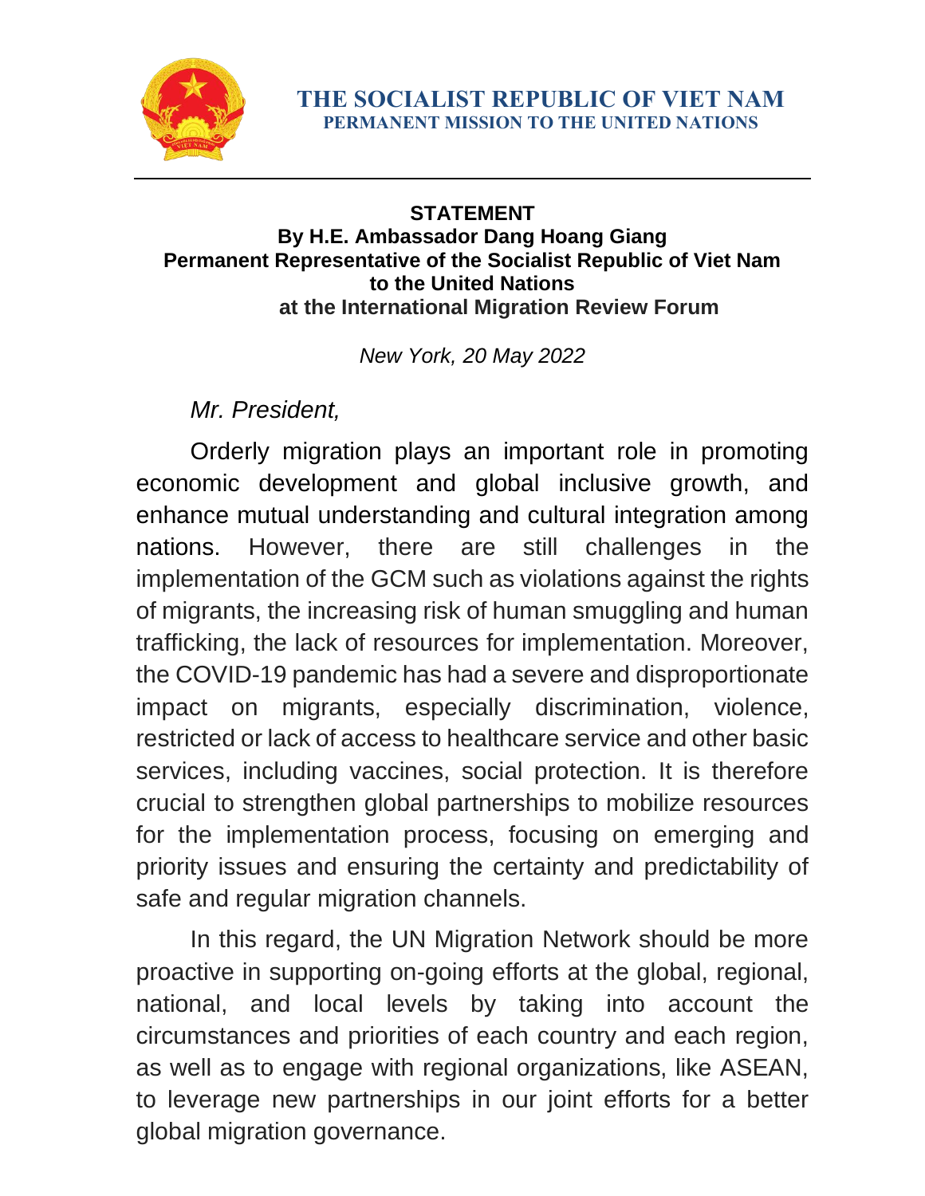**THE SOCIALIST REPUBLIC OF VIET NAM**
**PERMANENT MISSION TO THE UNITED NATIONS**

---

**STATEMENT**
**By H.E. Ambassador Dang Hoang Giang**
**Permanent Representative of the Socialist Republic of Viet Nam to the United Nations**
**at the International Migration Review Forum**

*New York, 20 May 2022*

*Mr. President,*

Orderly migration plays an important role in promoting economic development and global inclusive growth, and enhance mutual understanding and cultural integration among nations. However, there are still challenges in the implementation of the GCM such as violations against the rights of migrants, the increasing risk of human smuggling and human trafficking, the lack of resources for implementation. Moreover, the COVID-19 pandemic has had a severe and disproportionate impact on migrants, especially discrimination, violence, restricted or lack of access to healthcare service and other basic services, including vaccines, social protection. It is therefore crucial to strengthen global partnerships to mobilize resources for the implementation process, focusing on emerging and priority issues and ensuring the certainty and predictability of safe and regular migration channels.

In this regard, the UN Migration Network should be more proactive in supporting on-going efforts at the global, regional, national, and local levels by taking into account the circumstances and priorities of each country and each region, as well as to engage with regional organizations, like ASEAN, to leverage new partnerships in our joint efforts for a better global migration governance.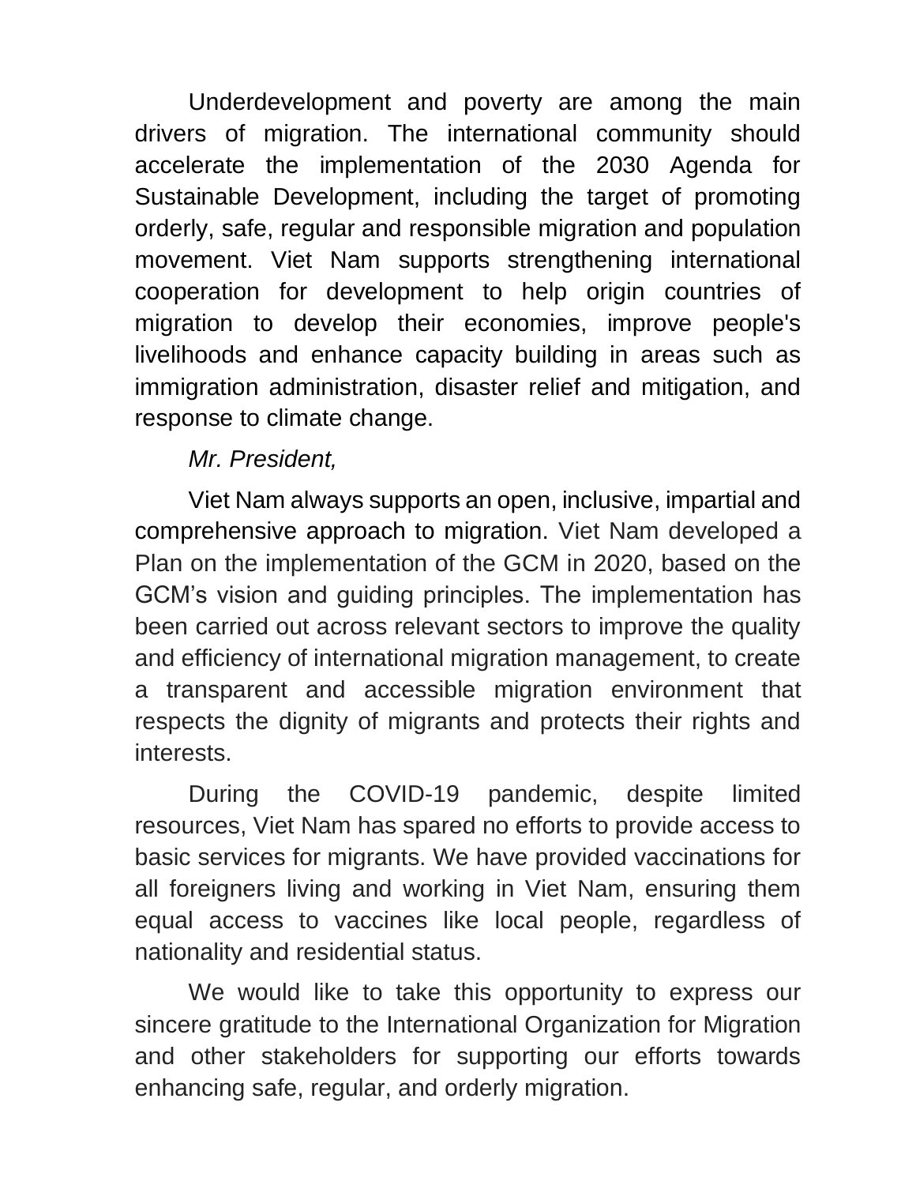Underdevelopment and poverty are among the main drivers of migration. The international community should accelerate the implementation of the 2030 Agenda for Sustainable Development, including the target of promoting orderly, safe, regular and responsible migration and population movement. Viet Nam supports strengthening international cooperation for development to help origin countries of migration to develop their economies, improve people's livelihoods and enhance capacity building in areas such as immigration administration, disaster relief and mitigation, and response to climate change.

*Mr. President,*

Viet Nam always supports an open, inclusive, impartial and comprehensive approach to migration. Viet Nam developed a Plan on the implementation of the GCM in 2020, based on the GCM's vision and guiding principles. The implementation has been carried out across relevant sectors to improve the quality and efficiency of international migration management, to create a transparent and accessible migration environment that respects the dignity of migrants and protects their rights and interests.

During the COVID-19 pandemic, despite limited resources, Viet Nam has spared no efforts to provide access to basic services for migrants. We have provided vaccinations for all foreigners living and working in Viet Nam, ensuring them equal access to vaccines like local people, regardless of nationality and residential status.

We would like to take this opportunity to express our sincere gratitude to the International Organization for Migration and other stakeholders for supporting our efforts towards enhancing safe, regular, and orderly migration.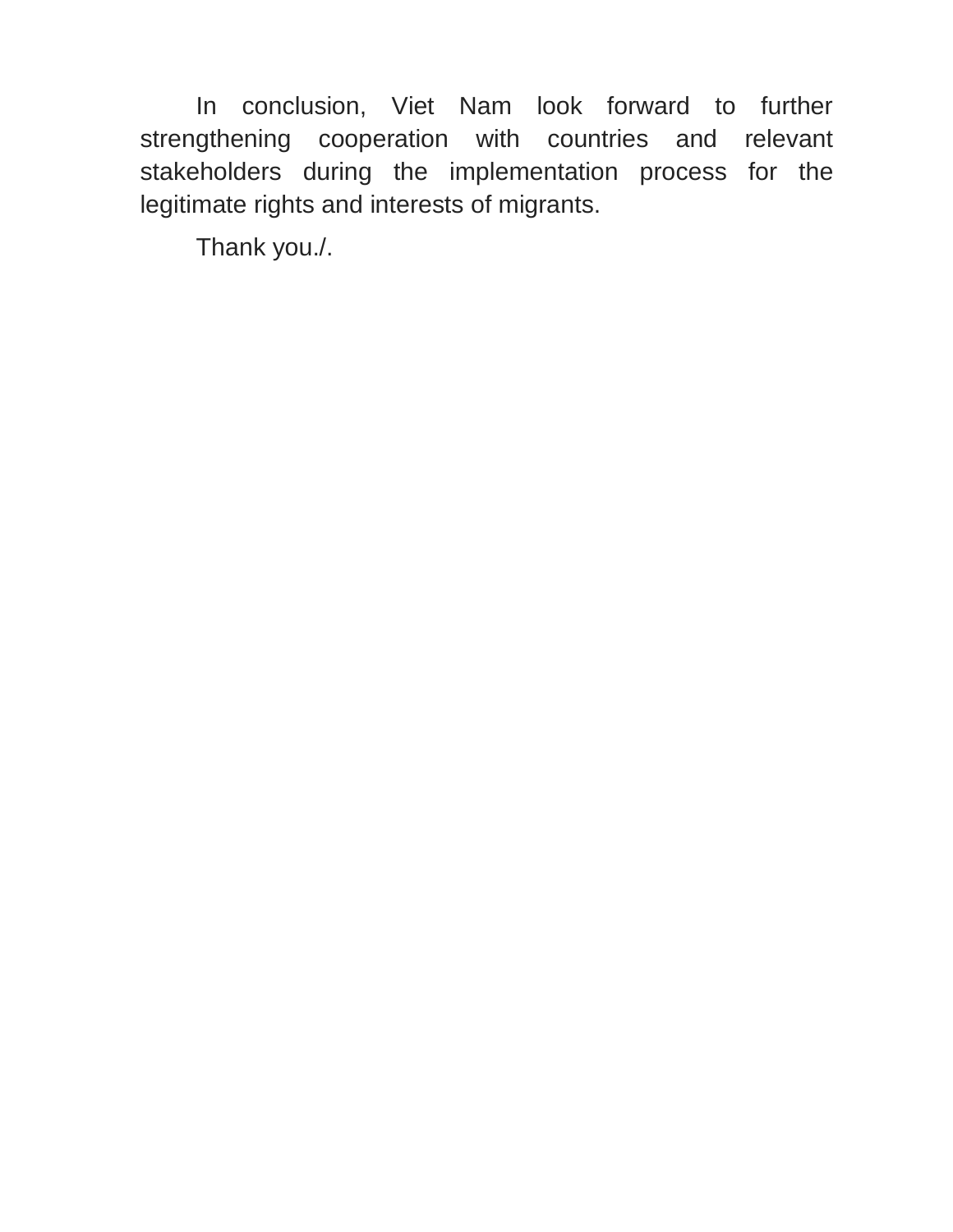In conclusion, Viet Nam look forward to further strengthening cooperation with countries and relevant stakeholders during the implementation process for the legitimate rights and interests of migrants.

Thank you./.